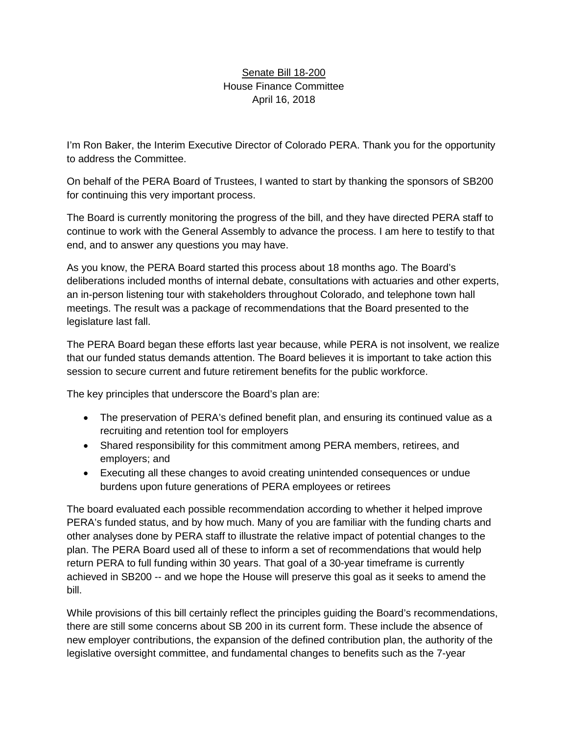<u>Senate Bill 18-200</u>
House Finance Committee
April 16, 2018

I'm Ron Baker, the Interim Executive Director of Colorado PERA. Thank you for the opportunity to address the Committee.

On behalf of the PERA Board of Trustees, I wanted to start by thanking the sponsors of SB200 for continuing this very important process.

The Board is currently monitoring the progress of the bill, and they have directed PERA staff to continue to work with the General Assembly to advance the process. I am here to testify to that end, and to answer any questions you may have.

As you know, the PERA Board started this process about 18 months ago. The Board's deliberations included months of internal debate, consultations with actuaries and other experts, an in-person listening tour with stakeholders throughout Colorado, and telephone town hall meetings. The result was a package of recommendations that the Board presented to the legislature last fall.

The PERA Board began these efforts last year because, while PERA is not insolvent, we realize that our funded status demands attention. The Board believes it is important to take action this session to secure current and future retirement benefits for the public workforce.

The key principles that underscore the Board's plan are:

- The preservation of PERA's defined benefit plan, and ensuring its continued value as a recruiting and retention tool for employers
- Shared responsibility for this commitment among PERA members, retirees, and employers; and
- Executing all these changes to avoid creating unintended consequences or undue burdens upon future generations of PERA employees or retirees

The board evaluated each possible recommendation according to whether it helped improve PERA's funded status, and by how much. Many of you are familiar with the funding charts and other analyses done by PERA staff to illustrate the relative impact of potential changes to the plan. The PERA Board used all of these to inform a set of recommendations that would help return PERA to full funding within 30 years. That goal of a 30-year timeframe is currently achieved in SB200 -- and we hope the House will preserve this goal as it seeks to amend the bill.

While provisions of this bill certainly reflect the principles guiding the Board's recommendations, there are still some concerns about SB 200 in its current form. These include the absence of new employer contributions, the expansion of the defined contribution plan, the authority of the legislative oversight committee, and fundamental changes to benefits such as the 7-year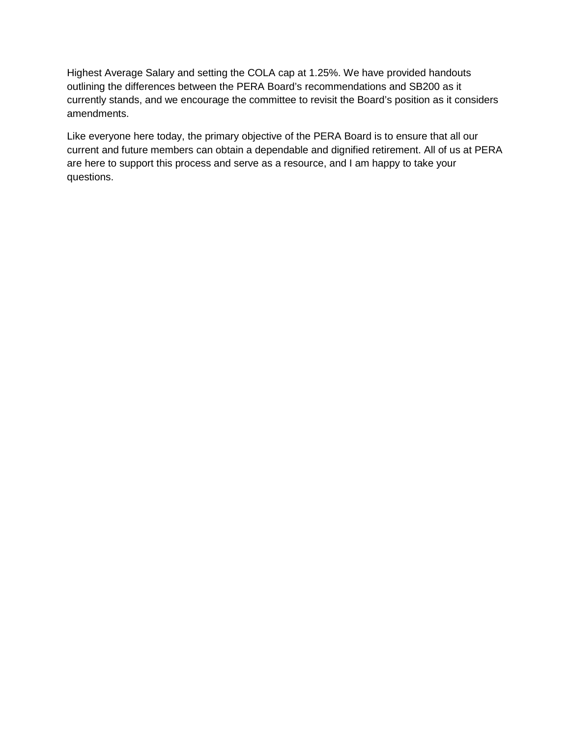Highest Average Salary and setting the COLA cap at 1.25%. We have provided handouts outlining the differences between the PERA Board's recommendations and SB200 as it currently stands, and we encourage the committee to revisit the Board's position as it considers amendments.

Like everyone here today, the primary objective of the PERA Board is to ensure that all our current and future members can obtain a dependable and dignified retirement. All of us at PERA are here to support this process and serve as a resource, and I am happy to take your questions.